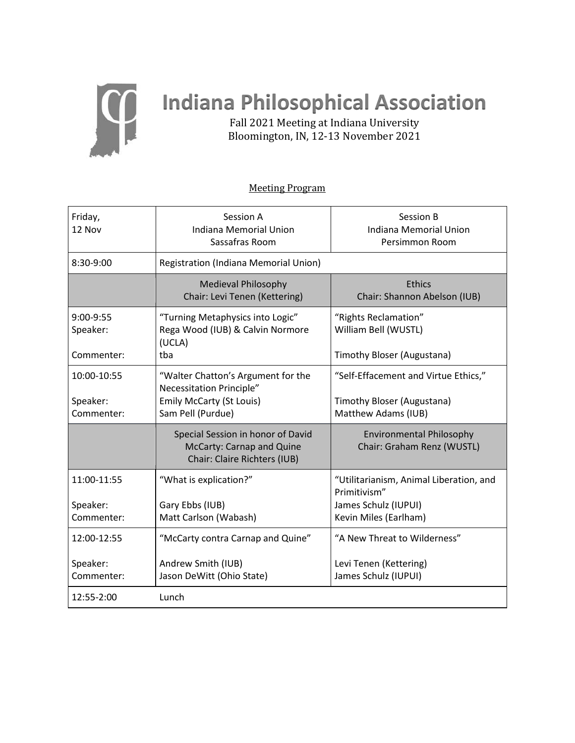# Indiana Philosophical Association

Fall 2021 Meeting at Indiana University
Bloomington, IN, 12-13 November 2021

## Meeting Program

| Friday, 12 Nov | Session A<br>Indiana Memorial Union<br>Sassafras Room | Session B<br>Indiana Memorial Union<br>Persimmon Room |
|---|---|---|
| 8:30-9:00 | Registration (Indiana Memorial Union) | |
| | Medieval Philosophy<br>Chair: Levi Tenen (Kettering) | Ethics<br>Chair: Shannon Abelson (IUB) |
| 9:00-9:55<br>Speaker:<br><br>Commenter: | "Turning Metaphysics into Logic"<br>Rega Wood (IUB) & Calvin Normore (UCLA)<br>tba | "Rights Reclamation"<br>William Bell (WUSTL)<br><br>Timothy Bloser (Augustana) |
| 10:00-10:55<br><br>Speaker:<br>Commenter: | "Walter Chatton's Argument for the Necessitation Principle"<br>Emily McCarty (St Louis)<br>Sam Pell (Purdue) | "Self-Effacement and Virtue Ethics,"<br><br>Timothy Bloser (Augustana)<br>Matthew Adams (IUB) |
| | Special Session in honor of David McCarty: Carnap and Quine<br>Chair: Claire Richters (IUB) | Environmental Philosophy<br>Chair: Graham Renz (WUSTL) |
| 11:00-11:55<br><br>Speaker:<br>Commenter: | "What is explication?"<br><br>Gary Ebbs (IUB)<br>Matt Carlson (Wabash) | "Utilitarianism, Animal Liberation, and Primitivism"<br>James Schulz (IUPUI)<br>Kevin Miles (Earlham) |
| 12:00-12:55<br><br>Speaker:<br>Commenter: | "McCarty contra Carnap and Quine"<br><br>Andrew Smith (IUB)<br>Jason DeWitt (Ohio State) | "A New Threat to Wilderness"<br><br>Levi Tenen (Kettering)<br>James Schulz (IUPUI) |
| 12:55-2:00 | Lunch | |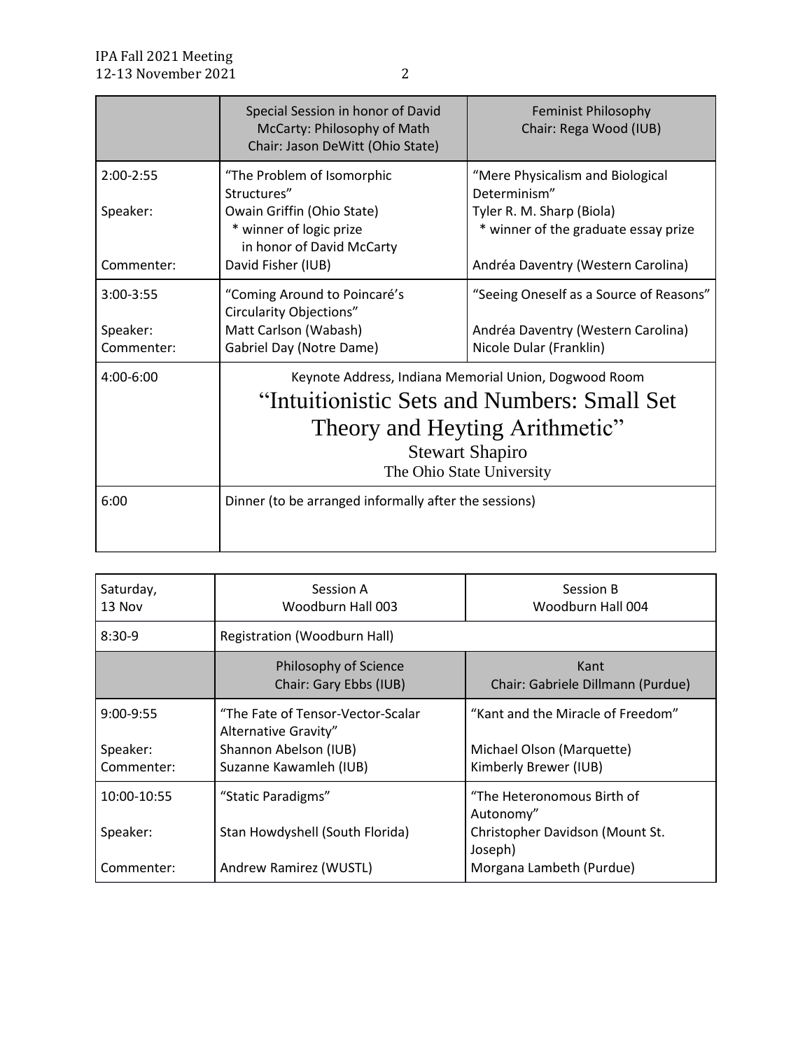| | Special Session in honor of David McCarty: Philosophy of Math<br>Chair: Jason DeWitt (Ohio State) | Feminist Philosophy<br>Chair: Rega Wood (IUB) |
|---|---|---|
| 2:00-2:55<br><br>Speaker:<br><br><br>Commenter: | "The Problem of Isomorphic Structures"<br>Owain Griffin (Ohio State)<br>* winner of logic prize in honor of David McCarty<br>David Fisher (IUB) | "Mere Physicalism and Biological Determinism"<br>Tyler R. M. Sharp (Biola)<br>* winner of the graduate essay prize<br><br>Andréa Daventry (Western Carolina) |
| 3:00-3:55<br><br>Speaker:<br>Commenter: | "Coming Around to Poincaré's Circularity Objections"<br>Matt Carlson (Wabash)<br>Gabriel Day (Notre Dame) | "Seeing Oneself as a Source of Reasons"<br><br>Andréa Daventry (Western Carolina)<br>Nicole Dular (Franklin) |
| 4:00-6:00 | Keynote Address, Indiana Memorial Union, Dogwood Room<br>"Intuitionistic Sets and Numbers: Small Set Theory and Heyting Arithmetic"<br>Stewart Shapiro<br>The Ohio State University | |
| 6:00 | Dinner (to be arranged informally after the sessions) | |

| Saturday, 13 Nov | Session A<br>Woodburn Hall 003 | Session B<br>Woodburn Hall 004 |
|---|---|---|
| 8:30-9 | Registration (Woodburn Hall) | |
| | Philosophy of Science<br>Chair: Gary Ebbs (IUB) | Kant<br>Chair: Gabriele Dillmann (Purdue) |
| 9:00-9:55<br><br>Speaker:<br>Commenter: | "The Fate of Tensor-Vector-Scalar Alternative Gravity"<br>Shannon Abelson (IUB)<br>Suzanne Kawamleh (IUB) | "Kant and the Miracle of Freedom"<br><br>Michael Olson (Marquette)<br>Kimberly Brewer (IUB) |
| 10:00-10:55<br><br>Speaker:<br><br>Commenter: | "Static Paradigms"<br><br>Stan Howdyshell (South Florida)<br><br>Andrew Ramirez (WUSTL) | "The Heteronomous Birth of Autonomy"<br>Christopher Davidson (Mount St. Joseph)<br>Morgana Lambeth (Purdue) |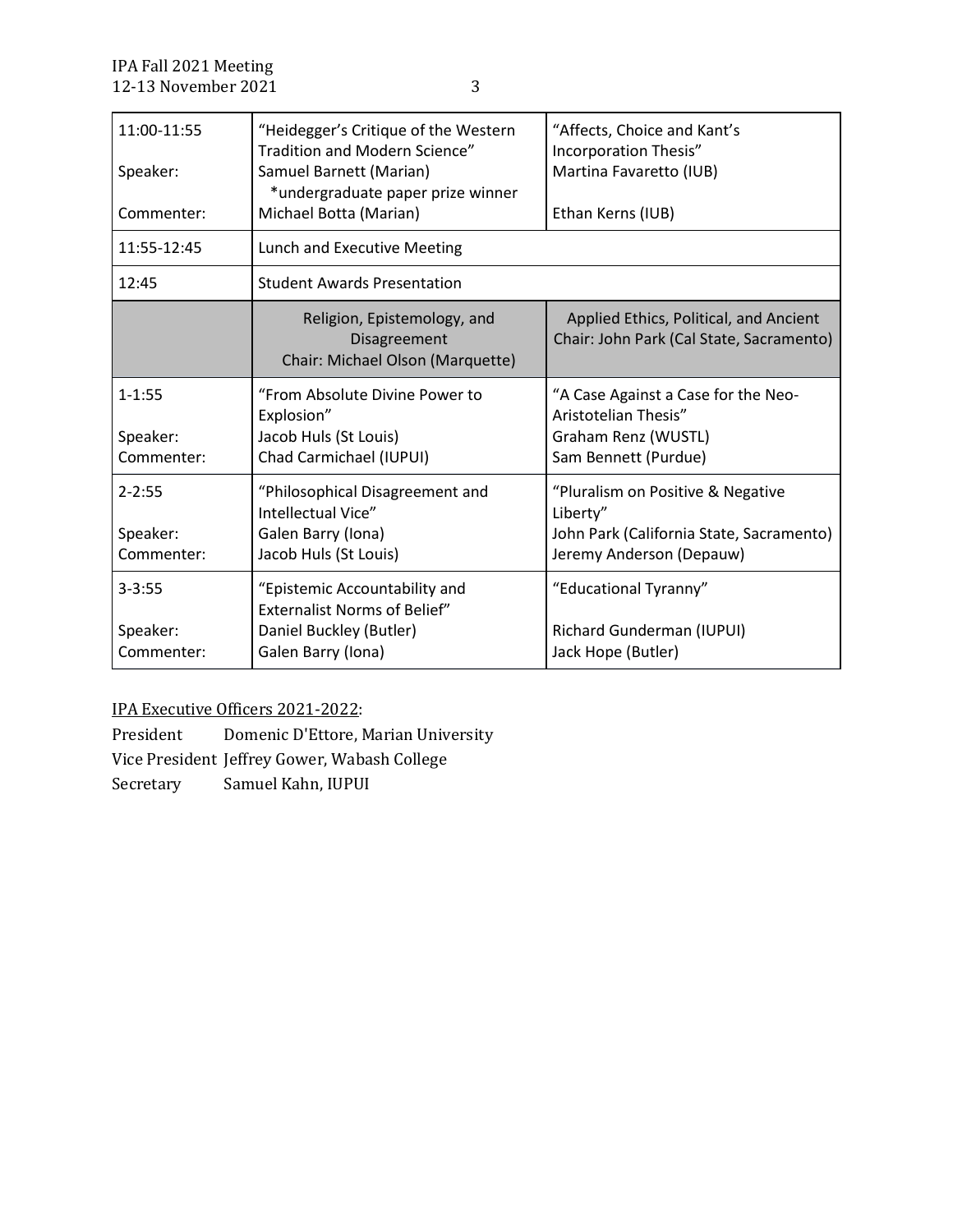| 11:00-11:55<br><br>Speaker:<br><br>Commenter: | "Heidegger's Critique of the Western Tradition and Modern Science"<br>Samuel Barnett (Marian)<br>*undergraduate paper prize winner<br>Michael Botta (Marian) | "Affects, Choice and Kant's Incorporation Thesis"<br>Martina Favaretto (IUB)<br><br>Ethan Kerns (IUB) |
|---|---|---|
| 11:55-12:45 | Lunch and Executive Meeting | |
| 12:45 | Student Awards Presentation | |
| | Religion, Epistemology, and Disagreement<br>Chair: Michael Olson (Marquette) | Applied Ethics, Political, and Ancient<br>Chair: John Park (Cal State, Sacramento) |
| 1-1:55<br><br>Speaker:<br>Commenter: | "From Absolute Divine Power to Explosion"<br>Jacob Huls (St Louis)<br>Chad Carmichael (IUPUI) | "A Case Against a Case for the Neo-Aristotelian Thesis"<br>Graham Renz (WUSTL)<br>Sam Bennett (Purdue) |
| 2-2:55<br><br>Speaker:<br>Commenter: | "Philosophical Disagreement and Intellectual Vice"<br>Galen Barry (Iona)<br>Jacob Huls (St Louis) | "Pluralism on Positive & Negative Liberty"<br>John Park (California State, Sacramento)<br>Jeremy Anderson (Depauw) |
| 3-3:55<br><br>Speaker:<br>Commenter: | "Epistemic Accountability and Externalist Norms of Belief"<br>Daniel Buckley (Butler)<br>Galen Barry (Iona) | "Educational Tyranny"<br><br>Richard Gunderman (IUPUI)<br>Jack Hope (Butler) |

IPA Executive Officers 2021-2022:

President Domenic D'Ettore, Marian University
Vice President Jeffrey Gower, Wabash College
Secretary Samuel Kahn, IUPUI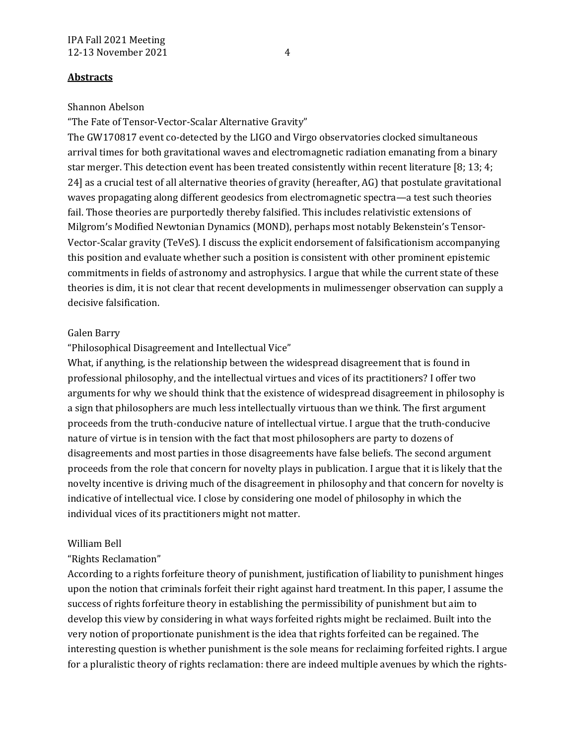## **Abstracts**

Shannon Abelson

"The Fate of Tensor-Vector-Scalar Alternative Gravity"

The GW170817 event co-detected by the LIGO and Virgo observatories clocked simultaneous arrival times for both gravitational waves and electromagnetic radiation emanating from a binary star merger. This detection event has been treated consistently within recent literature [8; 13; 4; 24] as a crucial test of all alternative theories of gravity (hereafter, AG) that postulate gravitational waves propagating along different geodesics from electromagnetic spectra—a test such theories fail. Those theories are purportedly thereby falsified. This includes relativistic extensions of Milgrom's Modified Newtonian Dynamics (MOND), perhaps most notably Bekenstein's Tensor-Vector-Scalar gravity (TeVeS). I discuss the explicit endorsement of falsificationism accompanying this position and evaluate whether such a position is consistent with other prominent epistemic commitments in fields of astronomy and astrophysics. I argue that while the current state of these theories is dim, it is not clear that recent developments in mulimessenger observation can supply a decisive falsification.

Galen Barry

"Philosophical Disagreement and Intellectual Vice"

What, if anything, is the relationship between the widespread disagreement that is found in professional philosophy, and the intellectual virtues and vices of its practitioners? I offer two arguments for why we should think that the existence of widespread disagreement in philosophy is a sign that philosophers are much less intellectually virtuous than we think. The first argument proceeds from the truth-conducive nature of intellectual virtue. I argue that the truth-conducive nature of virtue is in tension with the fact that most philosophers are party to dozens of disagreements and most parties in those disagreements have false beliefs. The second argument proceeds from the role that concern for novelty plays in publication. I argue that it is likely that the novelty incentive is driving much of the disagreement in philosophy and that concern for novelty is indicative of intellectual vice. I close by considering one model of philosophy in which the individual vices of its practitioners might not matter.

William Bell

"Rights Reclamation"

According to a rights forfeiture theory of punishment, justification of liability to punishment hinges upon the notion that criminals forfeit their right against hard treatment. In this paper, I assume the success of rights forfeiture theory in establishing the permissibility of punishment but aim to develop this view by considering in what ways forfeited rights might be reclaimed. Built into the very notion of proportionate punishment is the idea that rights forfeited can be regained. The interesting question is whether punishment is the sole means for reclaiming forfeited rights. I argue for a pluralistic theory of rights reclamation: there are indeed multiple avenues by which the rights-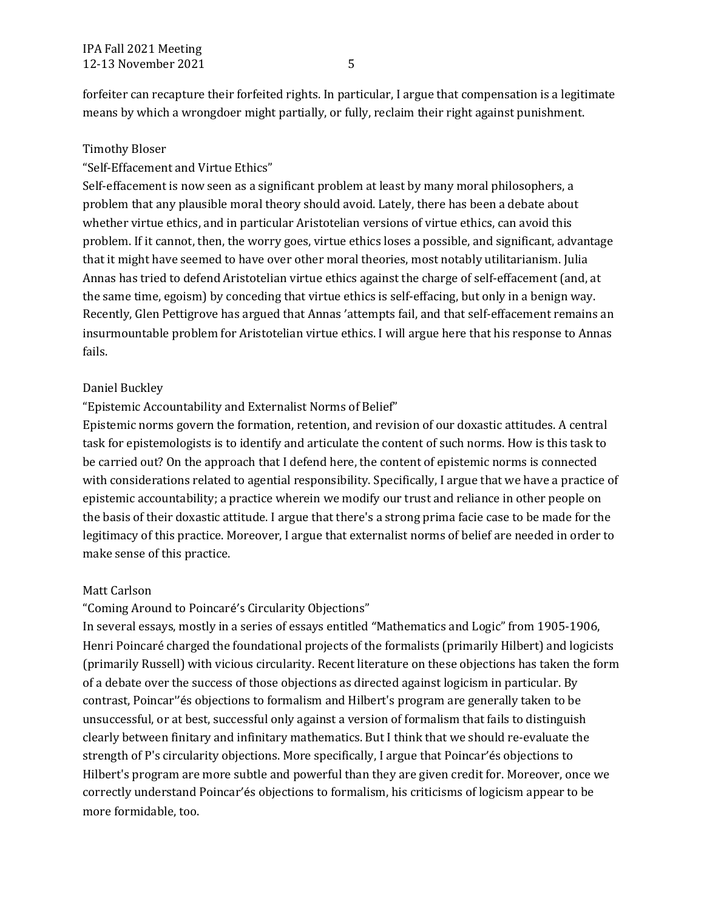forfeiter can recapture their forfeited rights. In particular, I argue that compensation is a legitimate means by which a wrongdoer might partially, or fully, reclaim their right against punishment.

Timothy Bloser

"Self-Effacement and Virtue Ethics"

Self-effacement is now seen as a significant problem at least by many moral philosophers, a problem that any plausible moral theory should avoid. Lately, there has been a debate about whether virtue ethics, and in particular Aristotelian versions of virtue ethics, can avoid this problem. If it cannot, then, the worry goes, virtue ethics loses a possible, and significant, advantage that it might have seemed to have over other moral theories, most notably utilitarianism. Julia Annas has tried to defend Aristotelian virtue ethics against the charge of self-effacement (and, at the same time, egoism) by conceding that virtue ethics is self-effacing, but only in a benign way. Recently, Glen Pettigrove has argued that Annas 'attempts fail, and that self-effacement remains an insurmountable problem for Aristotelian virtue ethics. I will argue here that his response to Annas fails.

Daniel Buckley

"Epistemic Accountability and Externalist Norms of Belief"

Epistemic norms govern the formation, retention, and revision of our doxastic attitudes. A central task for epistemologists is to identify and articulate the content of such norms. How is this task to be carried out? On the approach that I defend here, the content of epistemic norms is connected with considerations related to agential responsibility. Specifically, I argue that we have a practice of epistemic accountability; a practice wherein we modify our trust and reliance in other people on the basis of their doxastic attitude. I argue that there's a strong prima facie case to be made for the legitimacy of this practice. Moreover, I argue that externalist norms of belief are needed in order to make sense of this practice.

Matt Carlson

"Coming Around to Poincaré's Circularity Objections"

In several essays, mostly in a series of essays entitled "Mathematics and Logic" from 1905-1906, Henri Poincaré charged the foundational projects of the formalists (primarily Hilbert) and logicists (primarily Russell) with vicious circularity. Recent literature on these objections has taken the form of a debate over the success of those objections as directed against logicism in particular. By contrast, Poincar''és objections to formalism and Hilbert's program are generally taken to be unsuccessful, or at best, successful only against a version of formalism that fails to distinguish clearly between finitary and infinitary mathematics. But I think that we should re-evaluate the strength of P's circularity objections. More specifically, I argue that Poincar'és objections to Hilbert's program are more subtle and powerful than they are given credit for. Moreover, once we correctly understand Poincar'és objections to formalism, his criticisms of logicism appear to be more formidable, too.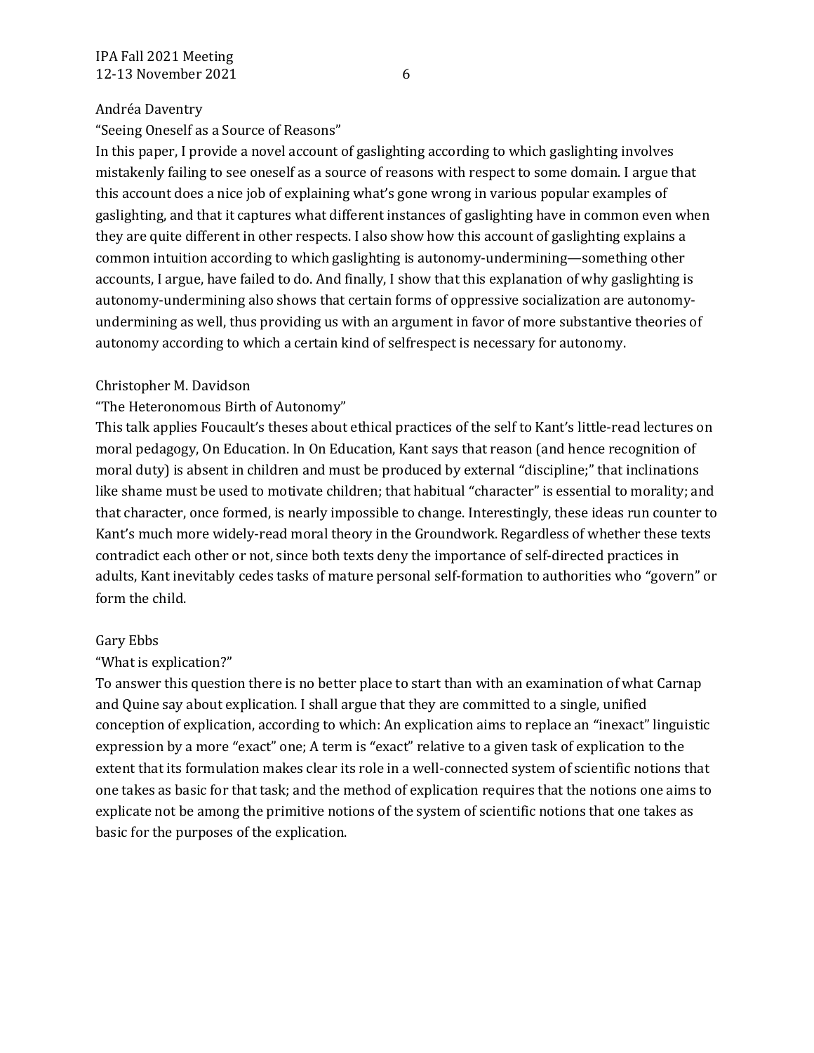Andréa Daventry

"Seeing Oneself as a Source of Reasons"

In this paper, I provide a novel account of gaslighting according to which gaslighting involves mistakenly failing to see oneself as a source of reasons with respect to some domain. I argue that this account does a nice job of explaining what's gone wrong in various popular examples of gaslighting, and that it captures what different instances of gaslighting have in common even when they are quite different in other respects. I also show how this account of gaslighting explains a common intuition according to which gaslighting is autonomy-undermining—something other accounts, I argue, have failed to do. And finally, I show that this explanation of why gaslighting is autonomy-undermining also shows that certain forms of oppressive socialization are autonomy-undermining as well, thus providing us with an argument in favor of more substantive theories of autonomy according to which a certain kind of selfrespect is necessary for autonomy.

Christopher M. Davidson

"The Heteronomous Birth of Autonomy"

This talk applies Foucault's theses about ethical practices of the self to Kant's little-read lectures on moral pedagogy, On Education. In On Education, Kant says that reason (and hence recognition of moral duty) is absent in children and must be produced by external "discipline;" that inclinations like shame must be used to motivate children; that habitual "character" is essential to morality; and that character, once formed, is nearly impossible to change. Interestingly, these ideas run counter to Kant's much more widely-read moral theory in the Groundwork. Regardless of whether these texts contradict each other or not, since both texts deny the importance of self-directed practices in adults, Kant inevitably cedes tasks of mature personal self-formation to authorities who "govern" or form the child.

Gary Ebbs

"What is explication?"

To answer this question there is no better place to start than with an examination of what Carnap and Quine say about explication. I shall argue that they are committed to a single, unified conception of explication, according to which: An explication aims to replace an "inexact" linguistic expression by a more "exact" one; A term is "exact" relative to a given task of explication to the extent that its formulation makes clear its role in a well-connected system of scientific notions that one takes as basic for that task; and the method of explication requires that the notions one aims to explicate not be among the primitive notions of the system of scientific notions that one takes as basic for the purposes of the explication.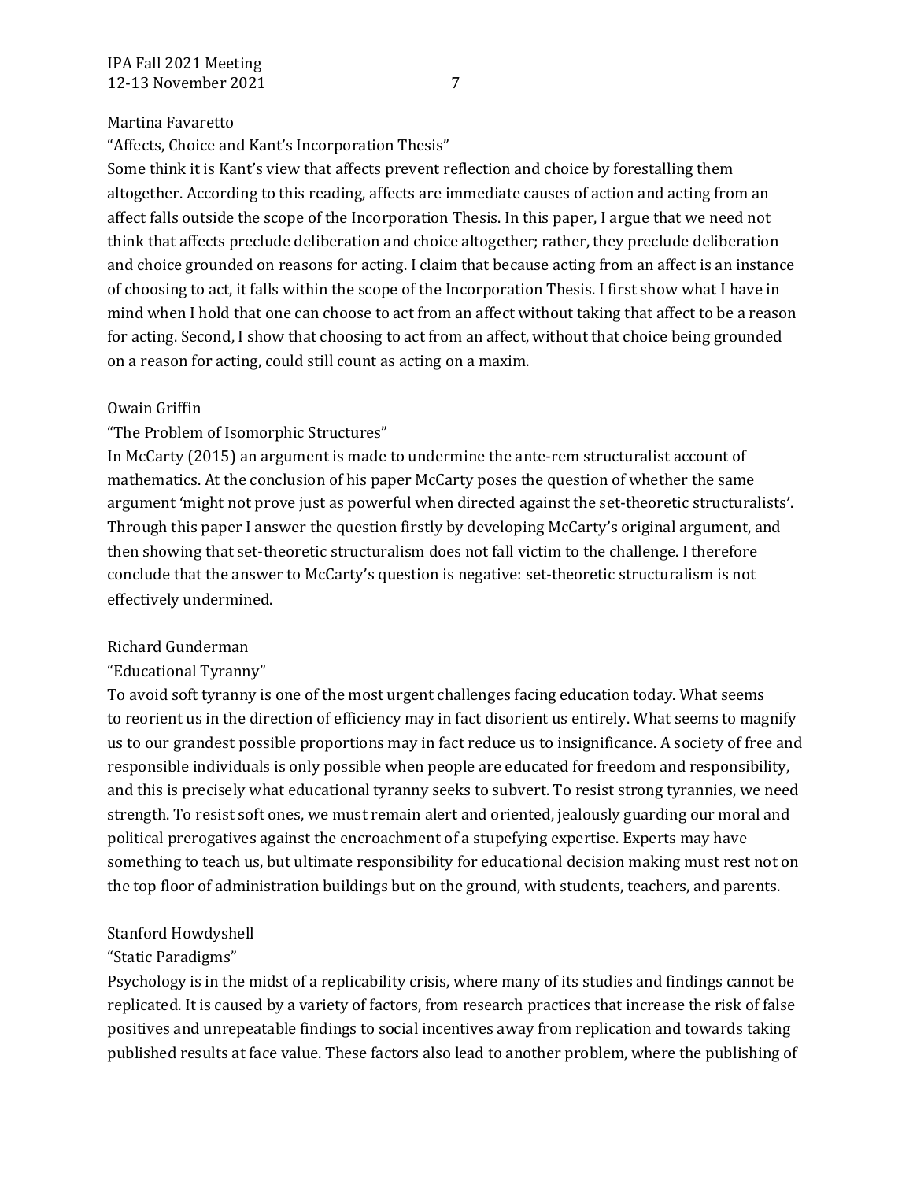Martina Favaretto

"Affects, Choice and Kant's Incorporation Thesis"

Some think it is Kant's view that affects prevent reflection and choice by forestalling them altogether. According to this reading, affects are immediate causes of action and acting from an affect falls outside the scope of the Incorporation Thesis. In this paper, I argue that we need not think that affects preclude deliberation and choice altogether; rather, they preclude deliberation and choice grounded on reasons for acting. I claim that because acting from an affect is an instance of choosing to act, it falls within the scope of the Incorporation Thesis. I first show what I have in mind when I hold that one can choose to act from an affect without taking that affect to be a reason for acting. Second, I show that choosing to act from an affect, without that choice being grounded on a reason for acting, could still count as acting on a maxim.

Owain Griffin

"The Problem of Isomorphic Structures"

In McCarty (2015) an argument is made to undermine the ante-rem structuralist account of mathematics. At the conclusion of his paper McCarty poses the question of whether the same argument 'might not prove just as powerful when directed against the set-theoretic structuralists'. Through this paper I answer the question firstly by developing McCarty's original argument, and then showing that set-theoretic structuralism does not fall victim to the challenge. I therefore conclude that the answer to McCarty's question is negative: set-theoretic structuralism is not effectively undermined.

Richard Gunderman

"Educational Tyranny"

To avoid soft tyranny is one of the most urgent challenges facing education today. What seems to reorient us in the direction of efficiency may in fact disorient us entirely. What seems to magnify us to our grandest possible proportions may in fact reduce us to insignificance. A society of free and responsible individuals is only possible when people are educated for freedom and responsibility, and this is precisely what educational tyranny seeks to subvert. To resist strong tyrannies, we need strength. To resist soft ones, we must remain alert and oriented, jealously guarding our moral and political prerogatives against the encroachment of a stupefying expertise. Experts may have something to teach us, but ultimate responsibility for educational decision making must rest not on the top floor of administration buildings but on the ground, with students, teachers, and parents.

Stanford Howdyshell

"Static Paradigms"

Psychology is in the midst of a replicability crisis, where many of its studies and findings cannot be replicated. It is caused by a variety of factors, from research practices that increase the risk of false positives and unrepeatable findings to social incentives away from replication and towards taking published results at face value. These factors also lead to another problem, where the publishing of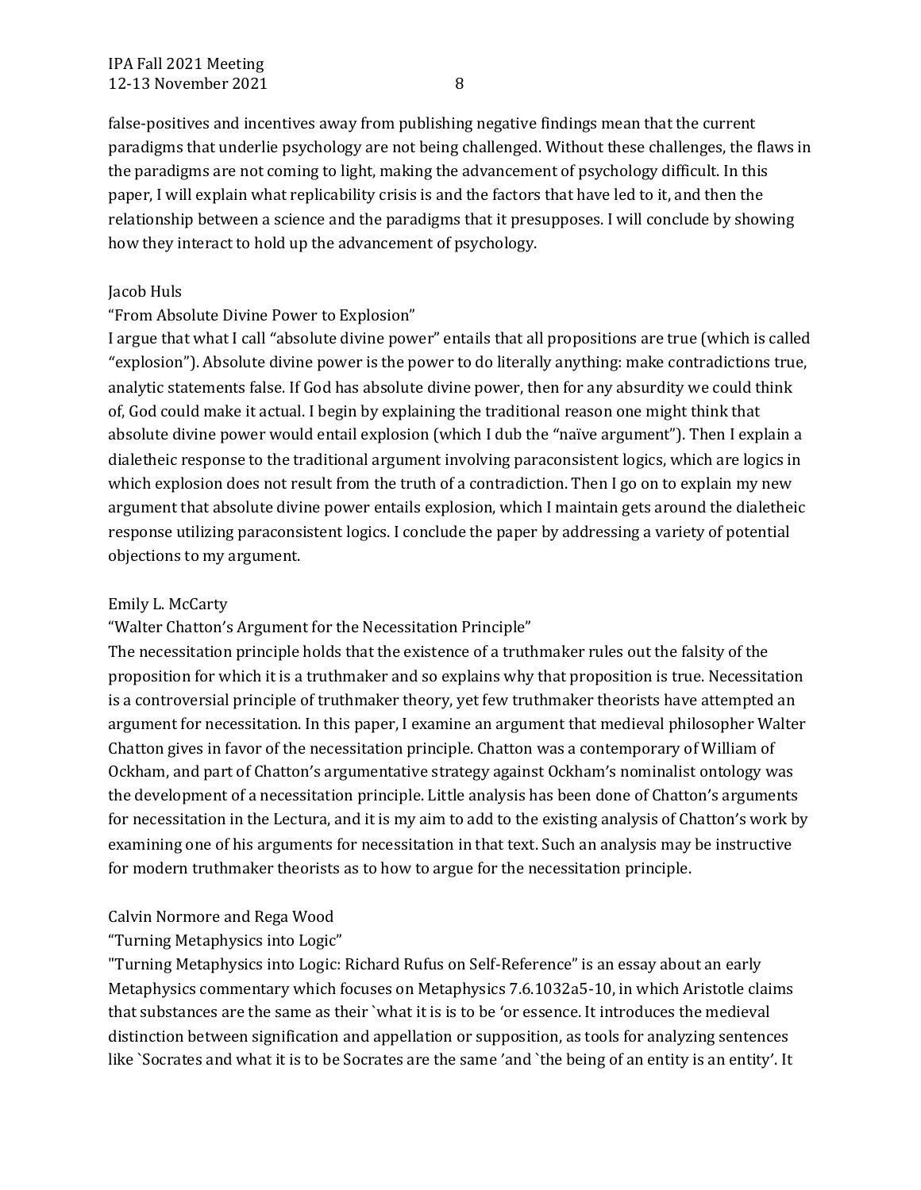false-positives and incentives away from publishing negative findings mean that the current paradigms that underlie psychology are not being challenged. Without these challenges, the flaws in the paradigms are not coming to light, making the advancement of psychology difficult. In this paper, I will explain what replicability crisis is and the factors that have led to it, and then the relationship between a science and the paradigms that it presupposes. I will conclude by showing how they interact to hold up the advancement of psychology.

Jacob Huls
"From Absolute Divine Power to Explosion"
I argue that what I call "absolute divine power" entails that all propositions are true (which is called "explosion"). Absolute divine power is the power to do literally anything: make contradictions true, analytic statements false. If God has absolute divine power, then for any absurdity we could think of, God could make it actual. I begin by explaining the traditional reason one might think that absolute divine power would entail explosion (which I dub the "naïve argument"). Then I explain a dialetheic response to the traditional argument involving paraconsistent logics, which are logics in which explosion does not result from the truth of a contradiction. Then I go on to explain my new argument that absolute divine power entails explosion, which I maintain gets around the dialetheic response utilizing paraconsistent logics. I conclude the paper by addressing a variety of potential objections to my argument.

Emily L. McCarty
"Walter Chatton's Argument for the Necessitation Principle"
The necessitation principle holds that the existence of a truthmaker rules out the falsity of the proposition for which it is a truthmaker and so explains why that proposition is true. Necessitation is a controversial principle of truthmaker theory, yet few truthmaker theorists have attempted an argument for necessitation. In this paper, I examine an argument that medieval philosopher Walter Chatton gives in favor of the necessitation principle. Chatton was a contemporary of William of Ockham, and part of Chatton's argumentative strategy against Ockham's nominalist ontology was the development of a necessitation principle. Little analysis has been done of Chatton's arguments for necessitation in the Lectura, and it is my aim to add to the existing analysis of Chatton's work by examining one of his arguments for necessitation in that text. Such an analysis may be instructive for modern truthmaker theorists as to how to argue for the necessitation principle.

Calvin Normore and Rega Wood
"Turning Metaphysics into Logic"
"Turning Metaphysics into Logic: Richard Rufus on Self-Reference" is an essay about an early Metaphysics commentary which focuses on Metaphysics 7.6.1032a5-10, in which Aristotle claims that substances are the same as their `what it is is to be 'or essence. It introduces the medieval distinction between signification and appellation or supposition, as tools for analyzing sentences like `Socrates and what it is to be Socrates are the same 'and `the being of an entity is an entity'. It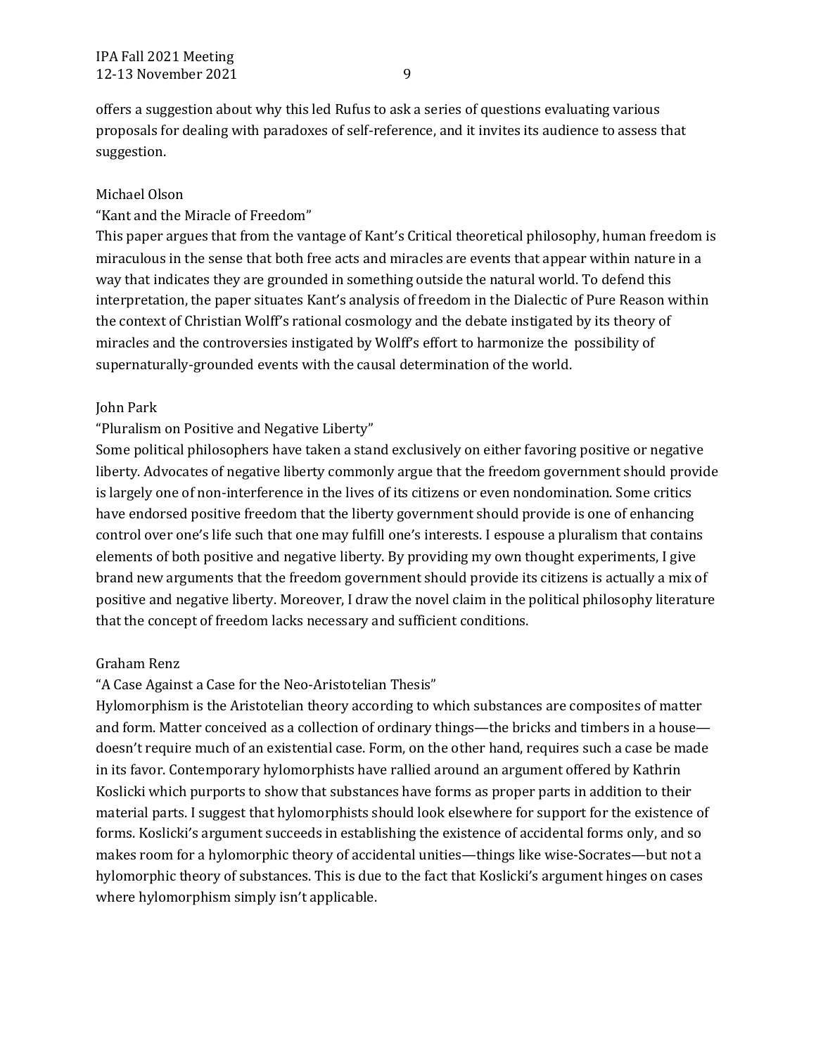offers a suggestion about why this led Rufus to ask a series of questions evaluating various proposals for dealing with paradoxes of self-reference, and it invites its audience to assess that suggestion.

Michael Olson
"Kant and the Miracle of Freedom"
This paper argues that from the vantage of Kant's Critical theoretical philosophy, human freedom is miraculous in the sense that both free acts and miracles are events that appear within nature in a way that indicates they are grounded in something outside the natural world. To defend this interpretation, the paper situates Kant's analysis of freedom in the Dialectic of Pure Reason within the context of Christian Wolff's rational cosmology and the debate instigated by its theory of miracles and the controversies instigated by Wolff's effort to harmonize the possibility of supernaturally-grounded events with the causal determination of the world.

John Park
"Pluralism on Positive and Negative Liberty"
Some political philosophers have taken a stand exclusively on either favoring positive or negative liberty. Advocates of negative liberty commonly argue that the freedom government should provide is largely one of non-interference in the lives of its citizens or even nondomination. Some critics have endorsed positive freedom that the liberty government should provide is one of enhancing control over one's life such that one may fulfill one's interests. I espouse a pluralism that contains elements of both positive and negative liberty. By providing my own thought experiments, I give brand new arguments that the freedom government should provide its citizens is actually a mix of positive and negative liberty. Moreover, I draw the novel claim in the political philosophy literature that the concept of freedom lacks necessary and sufficient conditions.

Graham Renz
"A Case Against a Case for the Neo-Aristotelian Thesis"
Hylomorphism is the Aristotelian theory according to which substances are composites of matter and form. Matter conceived as a collection of ordinary things—the bricks and timbers in a house—doesn't require much of an existential case. Form, on the other hand, requires such a case be made in its favor. Contemporary hylomorphists have rallied around an argument offered by Kathrin Koslicki which purports to show that substances have forms as proper parts in addition to their material parts. I suggest that hylomorphists should look elsewhere for support for the existence of forms. Koslicki's argument succeeds in establishing the existence of accidental forms only, and so makes room for a hylomorphic theory of accidental unities—things like wise-Socrates—but not a hylomorphic theory of substances. This is due to the fact that Koslicki's argument hinges on cases where hylomorphism simply isn't applicable.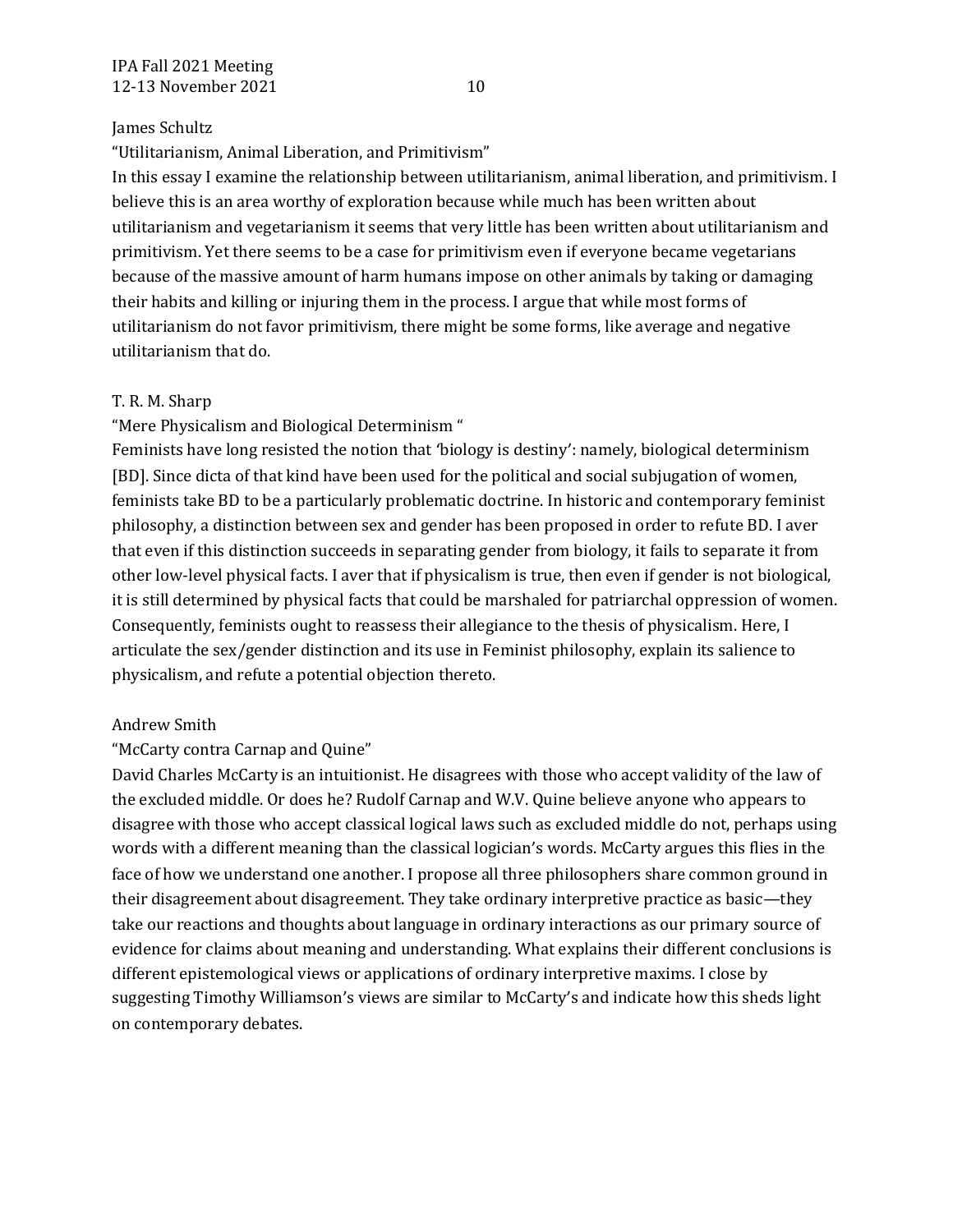James Schultz

"Utilitarianism, Animal Liberation, and Primitivism"

In this essay I examine the relationship between utilitarianism, animal liberation, and primitivism. I believe this is an area worthy of exploration because while much has been written about utilitarianism and vegetarianism it seems that very little has been written about utilitarianism and primitivism. Yet there seems to be a case for primitivism even if everyone became vegetarians because of the massive amount of harm humans impose on other animals by taking or damaging their habits and killing or injuring them in the process. I argue that while most forms of utilitarianism do not favor primitivism, there might be some forms, like average and negative utilitarianism that do.

T. R. M. Sharp

"Mere Physicalism and Biological Determinism "

Feminists have long resisted the notion that 'biology is destiny': namely, biological determinism [BD]. Since dicta of that kind have been used for the political and social subjugation of women, feminists take BD to be a particularly problematic doctrine. In historic and contemporary feminist philosophy, a distinction between sex and gender has been proposed in order to refute BD. I aver that even if this distinction succeeds in separating gender from biology, it fails to separate it from other low-level physical facts. I aver that if physicalism is true, then even if gender is not biological, it is still determined by physical facts that could be marshaled for patriarchal oppression of women. Consequently, feminists ought to reassess their allegiance to the thesis of physicalism. Here, I articulate the sex/gender distinction and its use in Feminist philosophy, explain its salience to physicalism, and refute a potential objection thereto.

Andrew Smith

"McCarty contra Carnap and Quine"

David Charles McCarty is an intuitionist. He disagrees with those who accept validity of the law of the excluded middle. Or does he? Rudolf Carnap and W.V. Quine believe anyone who appears to disagree with those who accept classical logical laws such as excluded middle do not, perhaps using words with a different meaning than the classical logician's words. McCarty argues this flies in the face of how we understand one another. I propose all three philosophers share common ground in their disagreement about disagreement. They take ordinary interpretive practice as basic—they take our reactions and thoughts about language in ordinary interactions as our primary source of evidence for claims about meaning and understanding. What explains their different conclusions is different epistemological views or applications of ordinary interpretive maxims. I close by suggesting Timothy Williamson's views are similar to McCarty's and indicate how this sheds light on contemporary debates.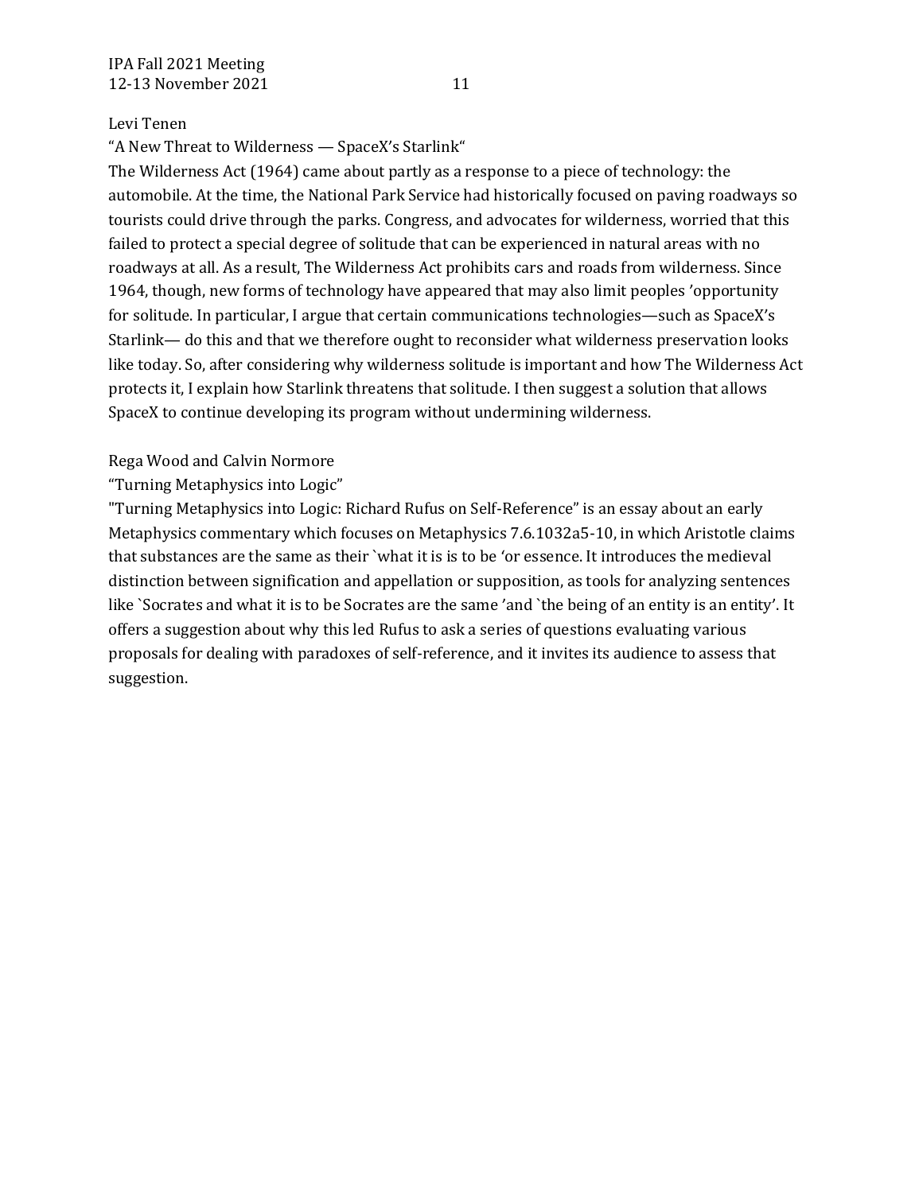Levi Tenen

“A New Threat to Wilderness — SpaceX’s Starlink“

The Wilderness Act (1964) came about partly as a response to a piece of technology: the automobile. At the time, the National Park Service had historically focused on paving roadways so tourists could drive through the parks. Congress, and advocates for wilderness, worried that this failed to protect a special degree of solitude that can be experienced in natural areas with no roadways at all. As a result, The Wilderness Act prohibits cars and roads from wilderness. Since 1964, though, new forms of technology have appeared that may also limit peoples ’opportunity for solitude. In particular, I argue that certain communications technologies—such as SpaceX’s Starlink— do this and that we therefore ought to reconsider what wilderness preservation looks like today. So, after considering why wilderness solitude is important and how The Wilderness Act protects it, I explain how Starlink threatens that solitude. I then suggest a solution that allows SpaceX to continue developing its program without undermining wilderness.

Rega Wood and Calvin Normore

“Turning Metaphysics into Logic”

"Turning Metaphysics into Logic: Richard Rufus on Self-Reference” is an essay about an early Metaphysics commentary which focuses on Metaphysics 7.6.1032a5-10, in which Aristotle claims that substances are the same as their `what it is is to be ‘or essence. It introduces the medieval distinction between signification and appellation or supposition, as tools for analyzing sentences like `Socrates and what it is to be Socrates are the same ’and `the being of an entity is an entity’. It offers a suggestion about why this led Rufus to ask a series of questions evaluating various proposals for dealing with paradoxes of self-reference, and it invites its audience to assess that suggestion.